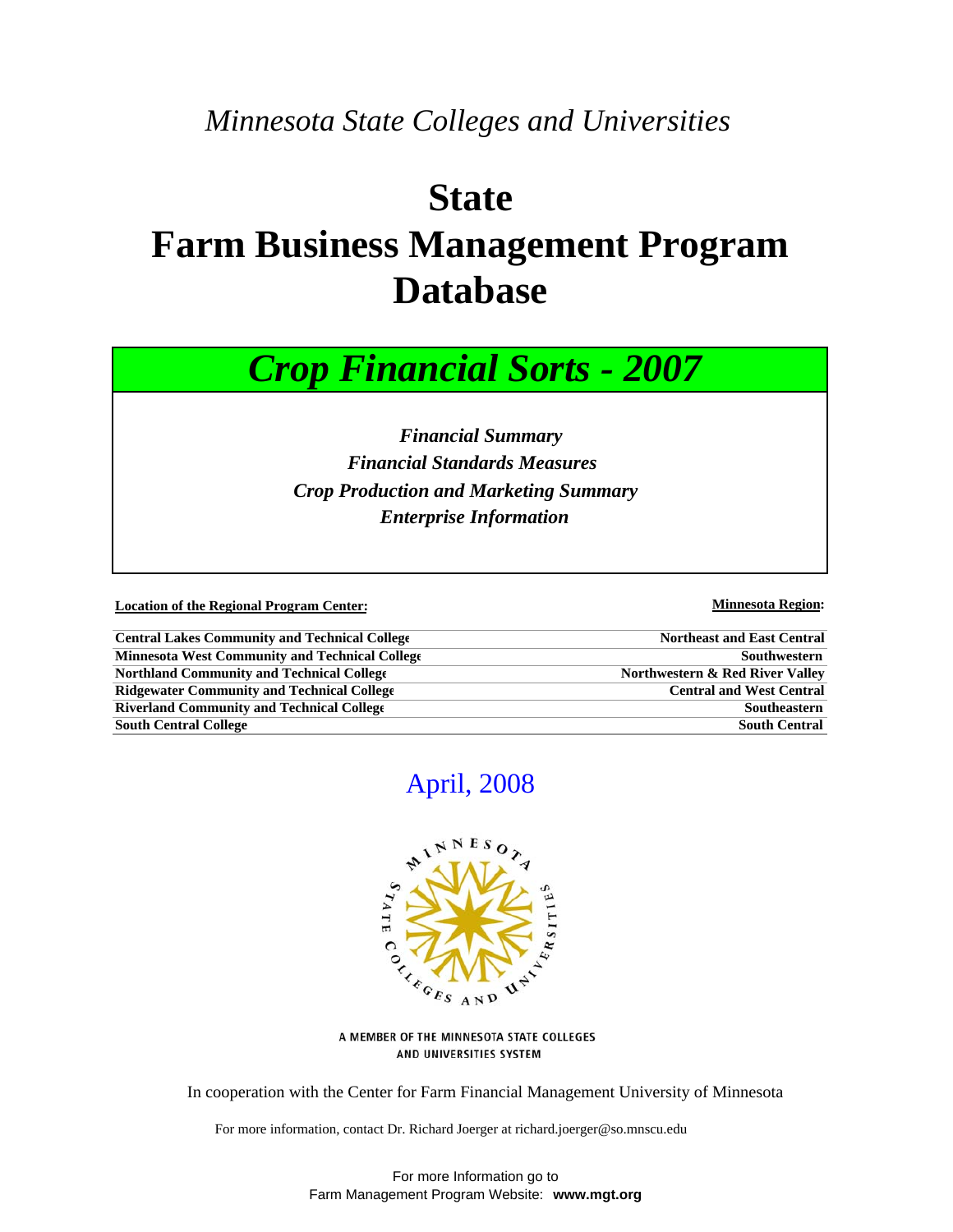*Minnesota State Colleges and Universities*

# State Farm Business Management Program Database

## *Crop Financial Sorts - 2007*

***Financial Summary***
***Financial Standards Measures***
***Crop Production and Marketing Summary***
***Enterprise Information***

| Location of the Regional Program Center: | Minnesota Region: |
|---|---|
| **Central Lakes Community and Technical College** | **Northeast and East Central** |
| **Minnesota West Community and Technical College** | **Southwestern** |
| **Northland Community and Technical College** | **Northwestern & Red River Valley** |
| **Ridgewater Community and Technical College** | **Central and West Central** |
| **Riverland Community and Technical College** | **Southeastern** |
| **South Central College** | **South Central** |

April, 2008

A MEMBER OF THE MINNESOTA STATE COLLEGES AND UNIVERSITIES SYSTEM

In cooperation with the Center for Farm Financial Management University of Minnesota

For more information, contact Dr. Richard Joerger at richard.joerger@so.mnscu.edu

For more Information go to
Farm Management Program Website: **www.mgt.org**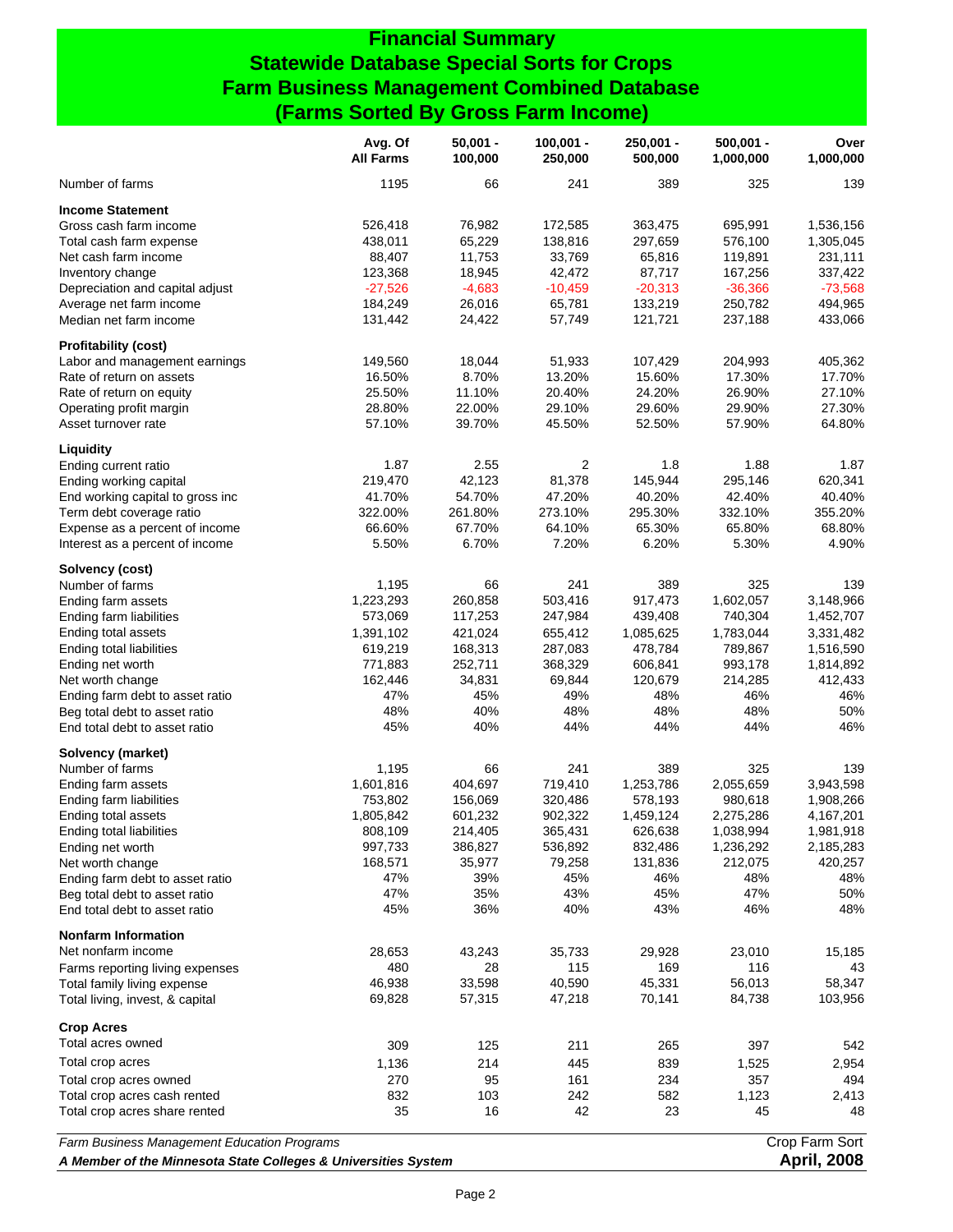# Financial Summary
## Statewide Database Special Sorts for Crops
## Farm Business Management Combined Database
## (Farms Sorted By Gross Farm Income)

| | Avg. Of All Farms | 50,001 - 100,000 | 100,001 - 250,000 | 250,001 - 500,000 | 500,001 - 1,000,000 | Over 1,000,000 |
|---|---|---|---|---|---|---|
| Number of farms | 1195 | 66 | 241 | 389 | 325 | 139 |
| **Income Statement** | | | | | | |
| Gross cash farm income | 526,418 | 76,982 | 172,585 | 363,475 | 695,991 | 1,536,156 |
| Total cash farm expense | 438,011 | 65,229 | 138,816 | 297,659 | 576,100 | 1,305,045 |
| Net cash farm income | 88,407 | 11,753 | 33,769 | 65,816 | 119,891 | 231,111 |
| Inventory change | 123,368 | 18,945 | 42,472 | 87,717 | 167,256 | 337,422 |
| Depreciation and capital adjust | -27,526 | -4,683 | -10,459 | -20,313 | -36,366 | -73,568 |
| Average net farm income | 184,249 | 26,016 | 65,781 | 133,219 | 250,782 | 494,965 |
| Median net farm income | 131,442 | 24,422 | 57,749 | 121,721 | 237,188 | 433,066 |
| **Profitability (cost)** | | | | | | |
| Labor and management earnings | 149,560 | 18,044 | 51,933 | 107,429 | 204,993 | 405,362 |
| Rate of return on assets | 16.50% | 8.70% | 13.20% | 15.60% | 17.30% | 17.70% |
| Rate of return on equity | 25.50% | 11.10% | 20.40% | 24.20% | 26.90% | 27.10% |
| Operating profit margin | 28.80% | 22.00% | 29.10% | 29.60% | 29.90% | 27.30% |
| Asset turnover rate | 57.10% | 39.70% | 45.50% | 52.50% | 57.90% | 64.80% |
| **Liquidity** | | | | | | |
| Ending current ratio | 1.87 | 2.55 | 2 | 1.8 | 1.88 | 1.87 |
| Ending working capital | 219,470 | 42,123 | 81,378 | 145,944 | 295,146 | 620,341 |
| End working capital to gross inc | 41.70% | 54.70% | 47.20% | 40.20% | 42.40% | 40.40% |
| Term debt coverage ratio | 322.00% | 261.80% | 273.10% | 295.30% | 332.10% | 355.20% |
| Expense as a percent of income | 66.60% | 67.70% | 64.10% | 65.30% | 65.80% | 68.80% |
| Interest as a percent of income | 5.50% | 6.70% | 7.20% | 6.20% | 5.30% | 4.90% |
| **Solvency (cost)** | | | | | | |
| Number of farms | 1,195 | 66 | 241 | 389 | 325 | 139 |
| Ending farm assets | 1,223,293 | 260,858 | 503,416 | 917,473 | 1,602,057 | 3,148,966 |
| Ending farm liabilities | 573,069 | 117,253 | 247,984 | 439,408 | 740,304 | 1,452,707 |
| Ending total assets | 1,391,102 | 421,024 | 655,412 | 1,085,625 | 1,783,044 | 3,331,482 |
| Ending total liabilities | 619,219 | 168,313 | 287,083 | 478,784 | 789,867 | 1,516,590 |
| Ending net worth | 771,883 | 252,711 | 368,329 | 606,841 | 993,178 | 1,814,892 |
| Net worth change | 162,446 | 34,831 | 69,844 | 120,679 | 214,285 | 412,433 |
| Ending farm debt to asset ratio | 47% | 45% | 49% | 48% | 46% | 46% |
| Beg total debt to asset ratio | 48% | 40% | 48% | 48% | 48% | 50% |
| End total debt to asset ratio | 45% | 40% | 44% | 44% | 44% | 46% |
| **Solvency (market)** | | | | | | |
| Number of farms | 1,195 | 66 | 241 | 389 | 325 | 139 |
| Ending farm assets | 1,601,816 | 404,697 | 719,410 | 1,253,786 | 2,055,659 | 3,943,598 |
| Ending farm liabilities | 753,802 | 156,069 | 320,486 | 578,193 | 980,618 | 1,908,266 |
| Ending total assets | 1,805,842 | 601,232 | 902,322 | 1,459,124 | 2,275,286 | 4,167,201 |
| Ending total liabilities | 808,109 | 214,405 | 365,431 | 626,638 | 1,038,994 | 1,981,918 |
| Ending net worth | 997,733 | 386,827 | 536,892 | 832,486 | 1,236,292 | 2,185,283 |
| Net worth change | 168,571 | 35,977 | 79,258 | 131,836 | 212,075 | 420,257 |
| Ending farm debt to asset ratio | 47% | 39% | 45% | 46% | 48% | 48% |
| Beg total debt to asset ratio | 47% | 35% | 43% | 45% | 47% | 50% |
| End total debt to asset ratio | 45% | 36% | 40% | 43% | 46% | 48% |
| **Nonfarm Information** | | | | | | |
| Net nonfarm income | 28,653 | 43,243 | 35,733 | 29,928 | 23,010 | 15,185 |
| Farms reporting living expenses | 480 | 28 | 115 | 169 | 116 | 43 |
| Total family living expense | 46,938 | 33,598 | 40,590 | 45,331 | 56,013 | 58,347 |
| Total living, invest, & capital | 69,828 | 57,315 | 47,218 | 70,141 | 84,738 | 103,956 |
| **Crop Acres** | | | | | | |
| Total acres owned | 309 | 125 | 211 | 265 | 397 | 542 |
| Total crop acres | 1,136 | 214 | 445 | 839 | 1,525 | 2,954 |
| Total crop acres owned | 270 | 95 | 161 | 234 | 357 | 494 |
| Total crop acres cash rented | 832 | 103 | 242 | 582 | 1,123 | 2,413 |
| Total crop acres share rented | 35 | 16 | 42 | 23 | 45 | 48 |

*Farm Business Management Education Programs* — Crop Farm Sort

***A Member of the Minnesota State Colleges & Universities System*** — **April, 2008**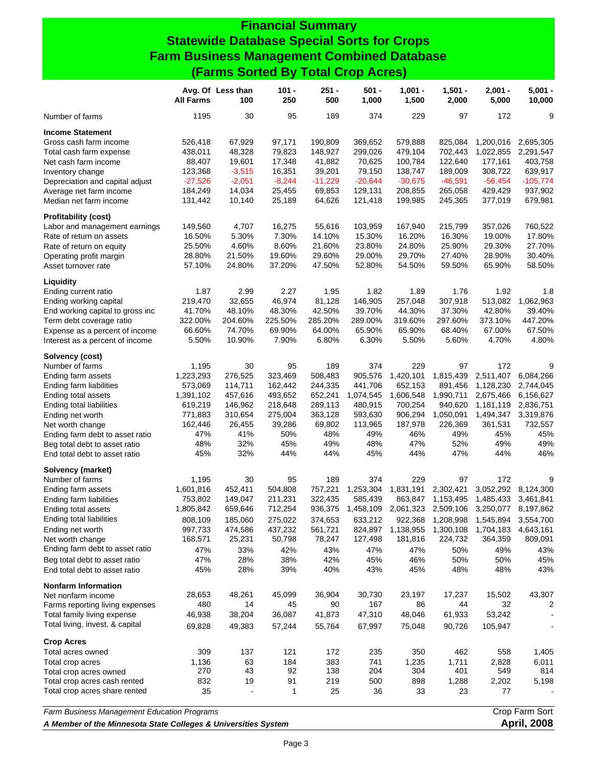# Financial Summary
## Statewide Database Special Sorts for Crops
## Farm Business Management Combined Database
## (Farms Sorted By Total Crop Acres)

| | Avg. Of All Farms | Less than 100 | 101 - 250 | 251 - 500 | 501 - 1,000 | 1,001 - 1,500 | 1,501 - 2,000 | 2,001 - 5,000 | 5,001 - 10,000 |
|---|---|---|---|---|---|---|---|---|---|
| Number of farms | 1195 | 30 | 95 | 189 | 374 | 229 | 97 | 172 | 9 |
| **Income Statement** | | | | | | | | | |
| Gross cash farm income | 526,418 | 67,929 | 97,171 | 190,809 | 369,652 | 579,888 | 825,084 | 1,200,016 | 2,695,305 |
| Total cash farm expense | 438,011 | 48,328 | 79,823 | 148,927 | 299,026 | 479,104 | 702,443 | 1,022,855 | 2,291,547 |
| Net cash farm income | 88,407 | 19,601 | 17,348 | 41,882 | 70,625 | 100,784 | 122,640 | 177,161 | 403,758 |
| Inventory change | 123,368 | -3,515 | 16,351 | 39,201 | 79,150 | 138,747 | 189,009 | 308,722 | 639,917 |
| Depreciation and capital adjust | -27,526 | -2,051 | -8,244 | -11,229 | -20,644 | -30,675 | -46,591 | -56,454 | -105,774 |
| Average net farm income | 184,249 | 14,034 | 25,455 | 69,853 | 129,131 | 208,855 | 265,058 | 429,429 | 937,902 |
| Median net farm income | 131,442 | 10,140 | 25,189 | 64,626 | 121,418 | 199,985 | 245,365 | 377,019 | 679,981 |
| **Profitability (cost)** | | | | | | | | | |
| Labor and management earnings | 149,560 | 4,707 | 16,275 | 55,616 | 103,959 | 167,940 | 215,799 | 357,026 | 760,522 |
| Rate of return on assets | 16.50% | 5.30% | 7.30% | 14.10% | 15.30% | 16.20% | 16.30% | 19.00% | 17.80% |
| Rate of return on equity | 25.50% | 4.60% | 8.60% | 21.60% | 23.80% | 24.80% | 25.90% | 29.30% | 27.70% |
| Operating profit margin | 28.80% | 21.50% | 19.60% | 29.60% | 29.00% | 29.70% | 27.40% | 28.90% | 30.40% |
| Asset turnover rate | 57.10% | 24.80% | 37.20% | 47.50% | 52.80% | 54.50% | 59.50% | 65.90% | 58.50% |
| **Liquidity** | | | | | | | | | |
| Ending current ratio | 1.87 | 2.99 | 2.27 | 1.95 | 1.82 | 1.89 | 1.76 | 1.92 | 1.8 |
| Ending working capital | 219,470 | 32,655 | 46,974 | 81,128 | 146,905 | 257,048 | 307,918 | 513,082 | 1,062,963 |
| End working capital to gross inc | 41.70% | 48.10% | 48.30% | 42.50% | 39.70% | 44.30% | 37.30% | 42.80% | 39.40% |
| Term debt coverage ratio | 322.00% | 204.60% | 225.50% | 285.20% | 289.00% | 319.60% | 297.60% | 373.10% | 447.20% |
| Expense as a percent of income | 66.60% | 74.70% | 69.90% | 64.00% | 65.90% | 65.90% | 68.40% | 67.00% | 67.50% |
| Interest as a percent of income | 5.50% | 10.90% | 7.90% | 6.80% | 6.30% | 5.50% | 5.60% | 4.70% | 4.80% |
| **Solvency (cost)** | | | | | | | | | |
| Number of farms | 1,195 | 30 | 95 | 189 | 374 | 229 | 97 | 172 | 9 |
| Ending farm assets | 1,223,293 | 276,525 | 323,469 | 508,483 | 905,576 | 1,420,101 | 1,815,439 | 2,511,407 | 6,084,266 |
| Ending farm liabilities | 573,069 | 114,711 | 162,442 | 244,335 | 441,706 | 652,153 | 891,456 | 1,128,230 | 2,744,045 |
| Ending total assets | 1,391,102 | 457,616 | 493,652 | 652,241 | 1,074,545 | 1,606,548 | 1,990,711 | 2,675,466 | 6,156,627 |
| Ending total liabilities | 619,219 | 146,962 | 218,648 | 289,113 | 480,915 | 700,254 | 940,620 | 1,181,119 | 2,836,751 |
| Ending net worth | 771,883 | 310,654 | 275,004 | 363,128 | 593,630 | 906,294 | 1,050,091 | 1,494,347 | 3,319,876 |
| Net worth change | 162,446 | 26,455 | 39,286 | 69,802 | 113,965 | 187,978 | 226,369 | 361,531 | 732,557 |
| Ending farm debt to asset ratio | 47% | 41% | 50% | 48% | 49% | 46% | 49% | 45% | 45% |
| Beg total debt to asset ratio | 48% | 32% | 45% | 49% | 48% | 47% | 52% | 49% | 49% |
| End total debt to asset ratio | 45% | 32% | 44% | 44% | 45% | 44% | 47% | 44% | 46% |
| **Solvency (market)** | | | | | | | | | |
| Number of farms | 1,195 | 30 | 95 | 189 | 374 | 229 | 97 | 172 | 9 |
| Ending farm assets | 1,601,816 | 452,411 | 504,808 | 757,221 | 1,253,304 | 1,831,191 | 2,302,421 | 3,052,292 | 8,124,300 |
| Ending farm liabilities | 753,802 | 149,047 | 211,231 | 322,435 | 585,439 | 863,847 | 1,153,495 | 1,485,433 | 3,461,841 |
| Ending total assets | 1,805,842 | 659,646 | 712,254 | 936,375 | 1,458,109 | 2,061,323 | 2,509,106 | 3,250,077 | 8,197,862 |
| Ending total liabilities | 808,109 | 185,060 | 275,022 | 374,653 | 633,212 | 922,368 | 1,208,998 | 1,545,894 | 3,554,700 |
| Ending net worth | 997,733 | 474,586 | 437,232 | 561,721 | 824,897 | 1,138,955 | 1,300,108 | 1,704,183 | 4,643,161 |
| Net worth change | 168,571 | 25,231 | 50,798 | 78,247 | 127,498 | 181,816 | 224,732 | 364,359 | 809,091 |
| Ending farm debt to asset ratio | 47% | 33% | 42% | 43% | 47% | 47% | 50% | 49% | 43% |
| Beg total debt to asset ratio | 47% | 28% | 38% | 42% | 45% | 46% | 50% | 50% | 45% |
| End total debt to asset ratio | 45% | 28% | 39% | 40% | 43% | 45% | 48% | 48% | 43% |
| **Nonfarm Information** | | | | | | | | | |
| Net nonfarm income | 28,653 | 48,261 | 45,099 | 36,904 | 30,730 | 23,197 | 17,237 | 15,502 | 43,307 |
| Farms reporting living expenses | 480 | 14 | 45 | 90 | 167 | 86 | 44 | 32 | 2 |
| Total family living expense | 46,938 | 38,204 | 36,087 | 41,873 | 47,310 | 48,046 | 61,933 | 53,242 | - |
| Total living, invest, & capital | 69,828 | 49,383 | 57,244 | 55,764 | 67,997 | 75,048 | 90,726 | 105,947 | - |
| **Crop Acres** | | | | | | | | | |
| Total acres owned | 309 | 137 | 121 | 172 | 235 | 350 | 462 | 558 | 1,405 |
| Total crop acres | 1,136 | 63 | 184 | 383 | 741 | 1,235 | 1,711 | 2,828 | 6,011 |
| Total crop acres owned | 270 | 43 | 92 | 138 | 204 | 304 | 401 | 549 | 814 |
| Total crop acres cash rented | 832 | 19 | 91 | 219 | 500 | 898 | 1,288 | 2,202 | 5,198 |
| Total crop acres share rented | 35 | - | 1 | 25 | 36 | 33 | 23 | 77 | - |

*Farm Business Management Education Programs* — Crop Farm Sort

***A Member of the Minnesota State Colleges & Universities System*** — **April, 2008**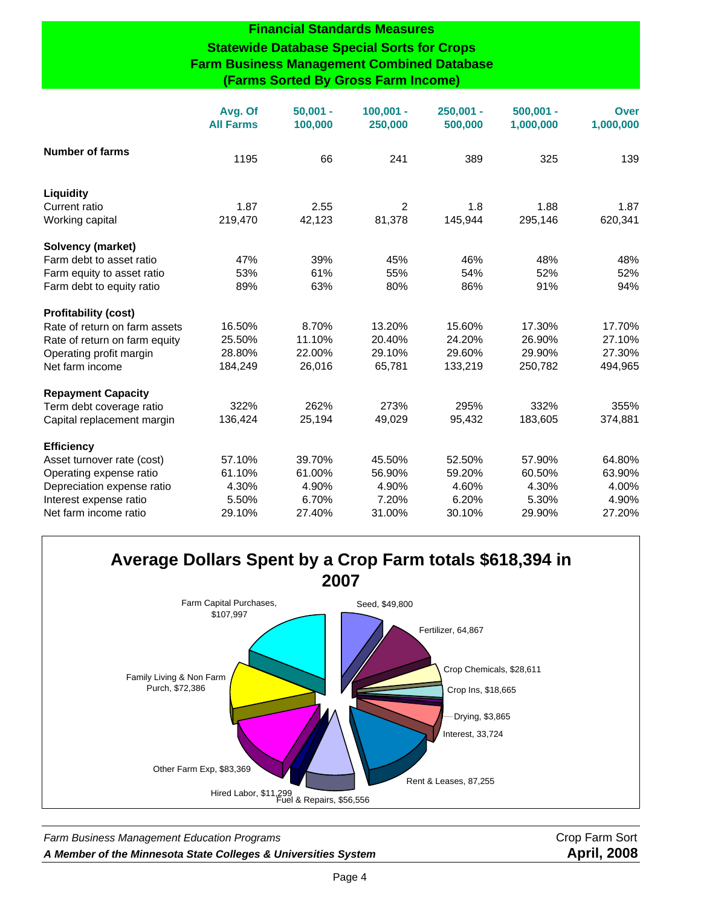## Financial Standards Measures
### Statewide Database Special Sorts for Crops
### Farm Business Management Combined Database
### (Farms Sorted By Gross Farm Income)

| | Avg. Of All Farms | 50,001 - 100,000 | 100,001 - 250,000 | 250,001 - 500,000 | 500,001 - 1,000,000 | Over 1,000,000 |
|---|---|---|---|---|---|---|
| **Number of farms** | 1195 | 66 | 241 | 389 | 325 | 139 |
| **Liquidity** | | | | | | |
| Current ratio | 1.87 | 2.55 | 2 | 1.8 | 1.88 | 1.87 |
| Working capital | 219,470 | 42,123 | 81,378 | 145,944 | 295,146 | 620,341 |
| **Solvency (market)** | | | | | | |
| Farm debt to asset ratio | 47% | 39% | 45% | 46% | 48% | 48% |
| Farm equity to asset ratio | 53% | 61% | 55% | 54% | 52% | 52% |
| Farm debt to equity ratio | 89% | 63% | 80% | 86% | 91% | 94% |
| **Profitability (cost)** | | | | | | |
| Rate of return on farm assets | 16.50% | 8.70% | 13.20% | 15.60% | 17.30% | 17.70% |
| Rate of return on farm equity | 25.50% | 11.10% | 20.40% | 24.20% | 26.90% | 27.10% |
| Operating profit margin | 28.80% | 22.00% | 29.10% | 29.60% | 29.90% | 27.30% |
| Net farm income | 184,249 | 26,016 | 65,781 | 133,219 | 250,782 | 494,965 |
| **Repayment Capacity** | | | | | | |
| Term debt coverage ratio | 322% | 262% | 273% | 295% | 332% | 355% |
| Capital replacement margin | 136,424 | 25,194 | 49,029 | 95,432 | 183,605 | 374,881 |
| **Efficiency** | | | | | | |
| Asset turnover rate (cost) | 57.10% | 39.70% | 45.50% | 52.50% | 57.90% | 64.80% |
| Operating expense ratio | 61.10% | 61.00% | 56.90% | 59.20% | 60.50% | 63.90% |
| Depreciation expense ratio | 4.30% | 4.90% | 4.90% | 4.60% | 4.30% | 4.00% |
| Interest expense ratio | 5.50% | 6.70% | 7.20% | 6.20% | 5.30% | 4.90% |
| Net farm income ratio | 29.10% | 27.40% | 31.00% | 30.10% | 29.90% | 27.20% |

## Average Dollars Spent by a Crop Farm totals $618,394 in 2007

- Seed, $49,800
- Fertilizer, 64,867
- Crop Chemicals, $28,611
- Crop Ins, $18,665
- Drying, $3,865
- Interest, 33,724
- Rent & Leases, 87,255
- Fuel & Repairs, $56,556
- Hired Labor, $11,299
- Other Farm Exp, $83,369
- Family Living & Non Farm Purch, $72,386
- Farm Capital Purchases, $107,997

*Farm Business Management Education Programs* — Crop Farm Sort

***A Member of the Minnesota State Colleges & Universities System*** — **April, 2008**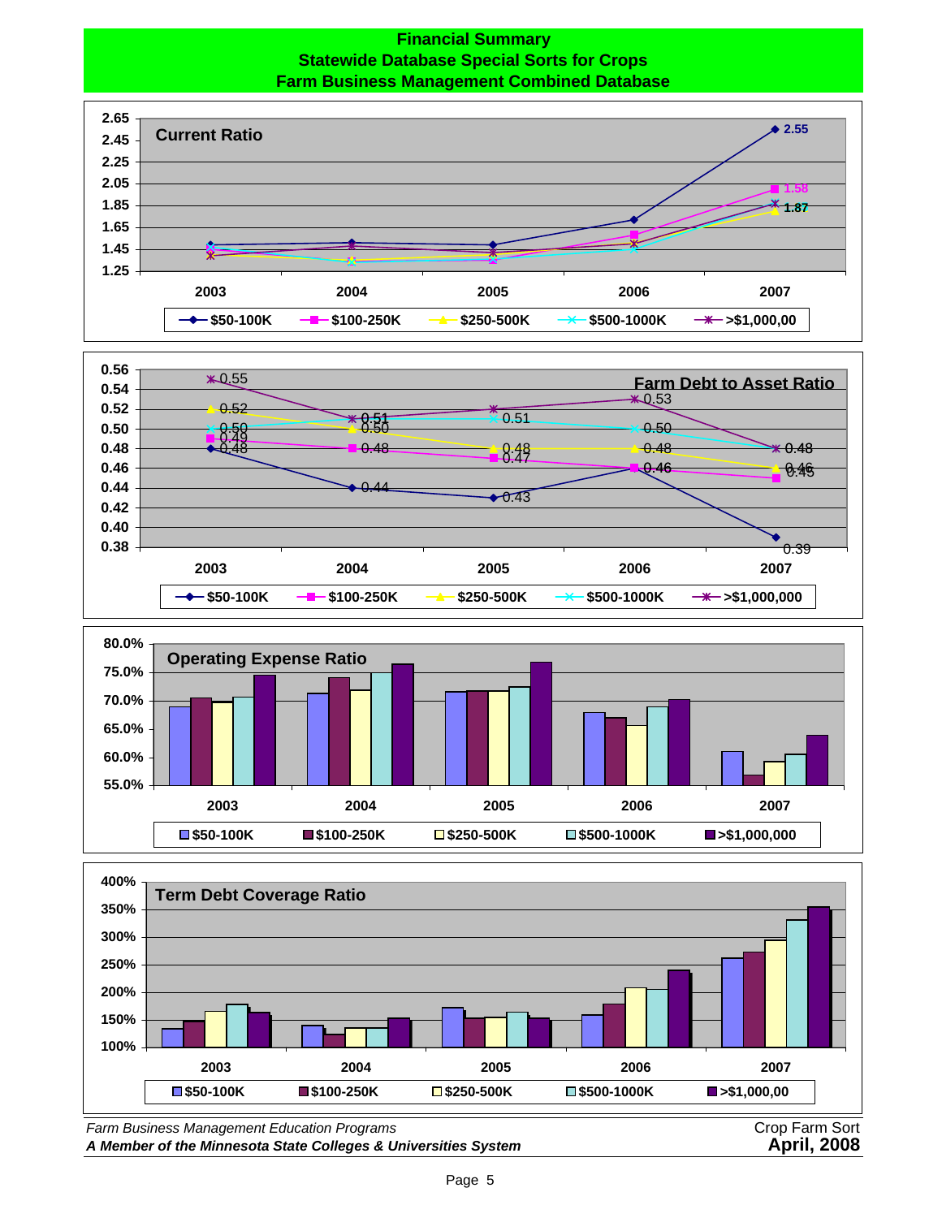# Financial Summary
## Statewide Database Special Sorts for Crops
## Farm Business Management Combined Database

**Current Ratio**

| Year | $50-100K | $100-250K | $250-500K | $500-1000K | >$1,000,00 |
|---|---|---|---|---|---|
| 2007 | 2.55 | 1.58 | | 1.87 | |

**Farm Debt to Asset Ratio**

| Year | $50-100K | $100-250K | $250-500K | $500-1000K | >$1,000,000 |
|---|---|---|---|---|---|
| 2003 | 0.48 | 0.49 | 0.52 | 0.50 | 0.55 |
| 2004 | 0.44 | 0.48 | 0.50 | 0.51 | 0.51 |
| 2005 | 0.43 | 0.47 | 0.48 | 0.51 | 0.52 |
| 2006 | 0.46 | 0.46 | 0.48 | 0.50 | 0.53 |
| 2007 | 0.39 | 0.45 | 0.46 | 0.48 | 0.48 |

**Operating Expense Ratio**

Legend: $50-100K, $100-250K, $250-500K, $500-1000K, >$1,000,000 (2003–2007)

**Term Debt Coverage Ratio**

Legend: $50-100K, $100-250K, $250-500K, $500-1000K, >$1,000,00 (2003–2007)

*Farm Business Management Education Programs*
***A Member of the Minnesota State Colleges & Universities System***

Crop Farm Sort
**April, 2008**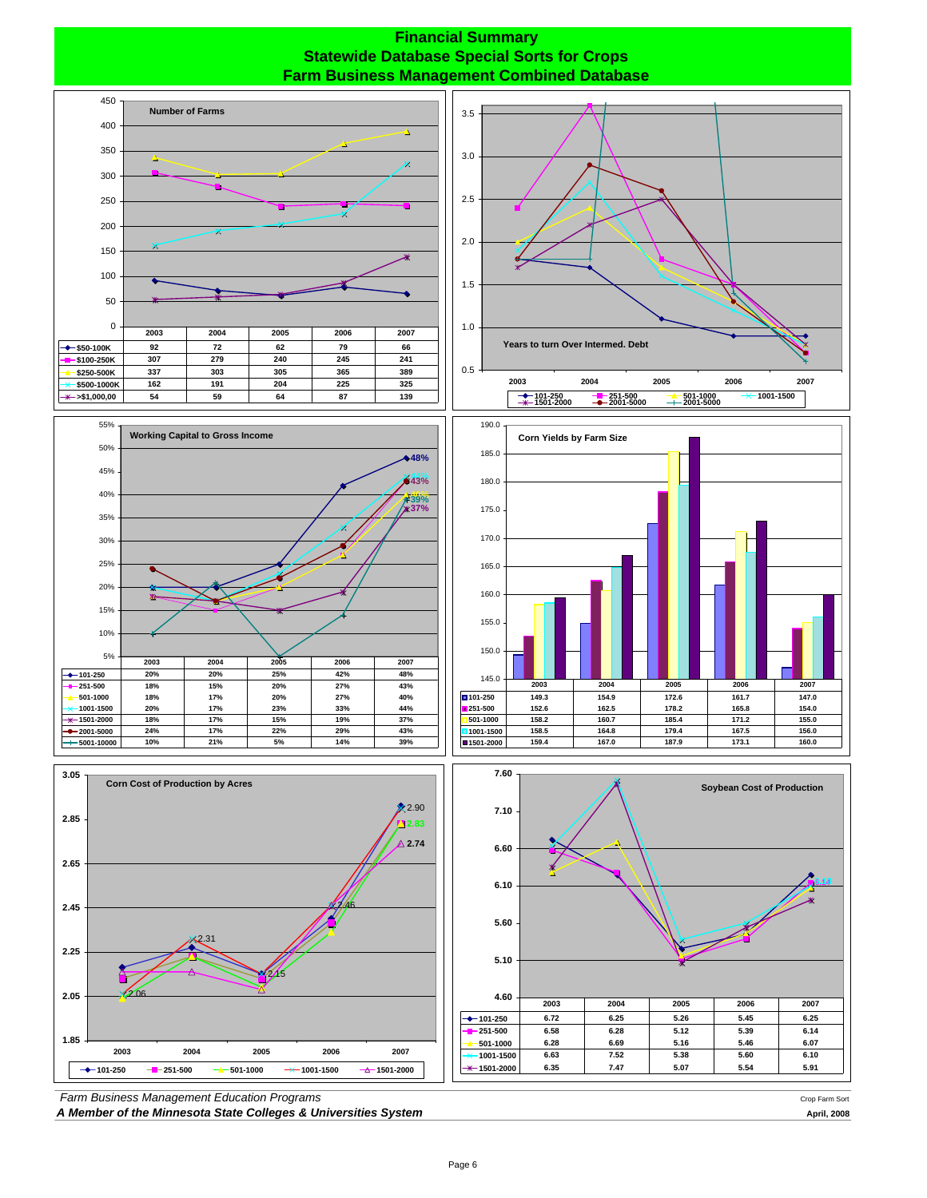# Financial Summary
## Statewide Database Special Sorts for Crops
## Farm Business Management Combined Database

**Number of Farms**

450
400
350
300
250
200
150
100
50
0

| | 2003 | 2004 | 2005 | 2006 | 2007 |
|---|---|---|---|---|---|
| $50-100K | 92 | 72 | 62 | 79 | 66 |
| $100-250K | 307 | 279 | 240 | 245 | 241 |
| $250-500K | 337 | 303 | 305 | 365 | 389 |
| $500-1000K | 162 | 191 | 204 | 225 | 325 |
| >$1,000,00 | 54 | 59 | 64 | 87 | 139 |

**Years to turn Over Intermed. Debt**

3.5
3.0
2.5
2.0
1.5
1.0
0.5

2003 2004 2005 2006 2007

101-250 251-500 501-1000 1001-1500 1501-2000 2001-5000 2001-5000

**Working Capital to Gross Income**

55%
50%
45%
40%
35%
30%
25%
20%
15%
10%
5%

48% 44% 43% 40% 39% 37%

| | 2003 | 2004 | 2005 | 2006 | 2007 |
|---|---|---|---|---|---|
| 101-250 | 20% | 20% | 25% | 42% | 48% |
| 251-500 | 18% | 15% | 20% | 27% | 43% |
| 501-1000 | 18% | 17% | 20% | 27% | 40% |
| 1001-1500 | 20% | 17% | 23% | 33% | 44% |
| 1501-2000 | 18% | 17% | 15% | 19% | 37% |
| 2001-5000 | 24% | 17% | 22% | 29% | 43% |
| 5001-10000 | 10% | 21% | 5% | 14% | 39% |

**Corn Yields by Farm Size**

190.0
185.0
180.0
175.0
170.0
165.0
160.0
155.0
150.0
145.0

| | 2003 | 2004 | 2005 | 2006 | 2007 |
|---|---|---|---|---|---|
| 101-250 | 149.3 | 154.9 | 172.6 | 161.7 | 147.0 |
| 251-500 | 152.6 | 162.5 | 178.2 | 165.8 | 154.0 |
| 501-1000 | 158.2 | 160.7 | 185.4 | 171.2 | 155.0 |
| 1001-1500 | 158.5 | 164.8 | 179.4 | 167.5 | 156.0 |
| 1501-2000 | 159.4 | 167.0 | 187.9 | 173.1 | 160.0 |

**Corn Cost of Production by Acres**

3.05
2.85
2.65
2.45
2.25
2.05
1.85

2.90 2.83 2.74 2.46 2.31 2.15 2.06

2003 2004 2005 2006 2007

101-250 251-500 501-1000 1001-1500 1501-2000

**Soybean Cost of Production**

7.60
7.10
6.60
6.10
5.60
5.10
4.60

6.14

| | 2003 | 2004 | 2005 | 2006 | 2007 |
|---|---|---|---|---|---|
| 101-250 | 6.72 | 6.25 | 5.26 | 5.45 | 6.25 |
| 251-500 | 6.58 | 6.28 | 5.12 | 5.39 | 6.14 |
| 501-1000 | 6.28 | 6.69 | 5.16 | 5.46 | 6.07 |
| 1001-1500 | 6.63 | 7.52 | 5.38 | 5.60 | 6.10 |
| 1501-2000 | 6.35 | 7.47 | 5.07 | 5.54 | 5.91 |

*Farm Business Management Education Programs*

***A Member of the Minnesota State Colleges & Universities System***

Crop Farm Sort

**April, 2008**